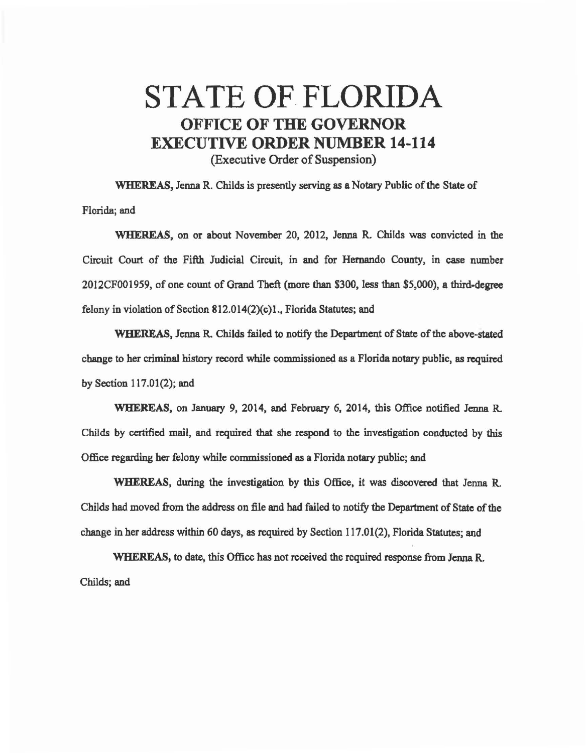# STATE OF FLORIDA

## OFFICE OF THE GOVERNOR

## EXECUTIVE ORDER NUMBER 14-114

(Executive Order of Suspension)

**WHEREAS,** Jenna R. Childs is presently serving as a Notary Public of the State of Florida; and

**WHEREAS,** on or about November 20, 2012, Jenna R. Childs was convicted in the Circuit Court of the Fifth Judicial Circuit, in and for Hernando County, in case number 2012CF001959, of one count of Grand Theft (more than $300, less than $5,000), a third-degree felony in violation of Section 812.014(2)(c)1., Florida Statutes; and

**WHEREAS,** Jenna R. Childs failed to notify the Department of State of the above-stated change to her criminal history record while commissioned as a Florida notary public, as required by Section 117.01(2); and

**WHEREAS,** on January 9, 2014, and February 6, 2014, this Office notified Jenna R. Childs by certified mail, and required that she respond to the investigation conducted by this Office regarding her felony while commissioned as a Florida notary public; and

**WHEREAS,** during the investigation by this Office, it was discovered that Jenna R. Childs had moved from the address on file and had failed to notify the Department of State of the change in her address within 60 days, as required by Section 117.01(2), Florida Statutes; and

**WHEREAS,** to date, this Office has not received the required response from Jenna R. Childs; and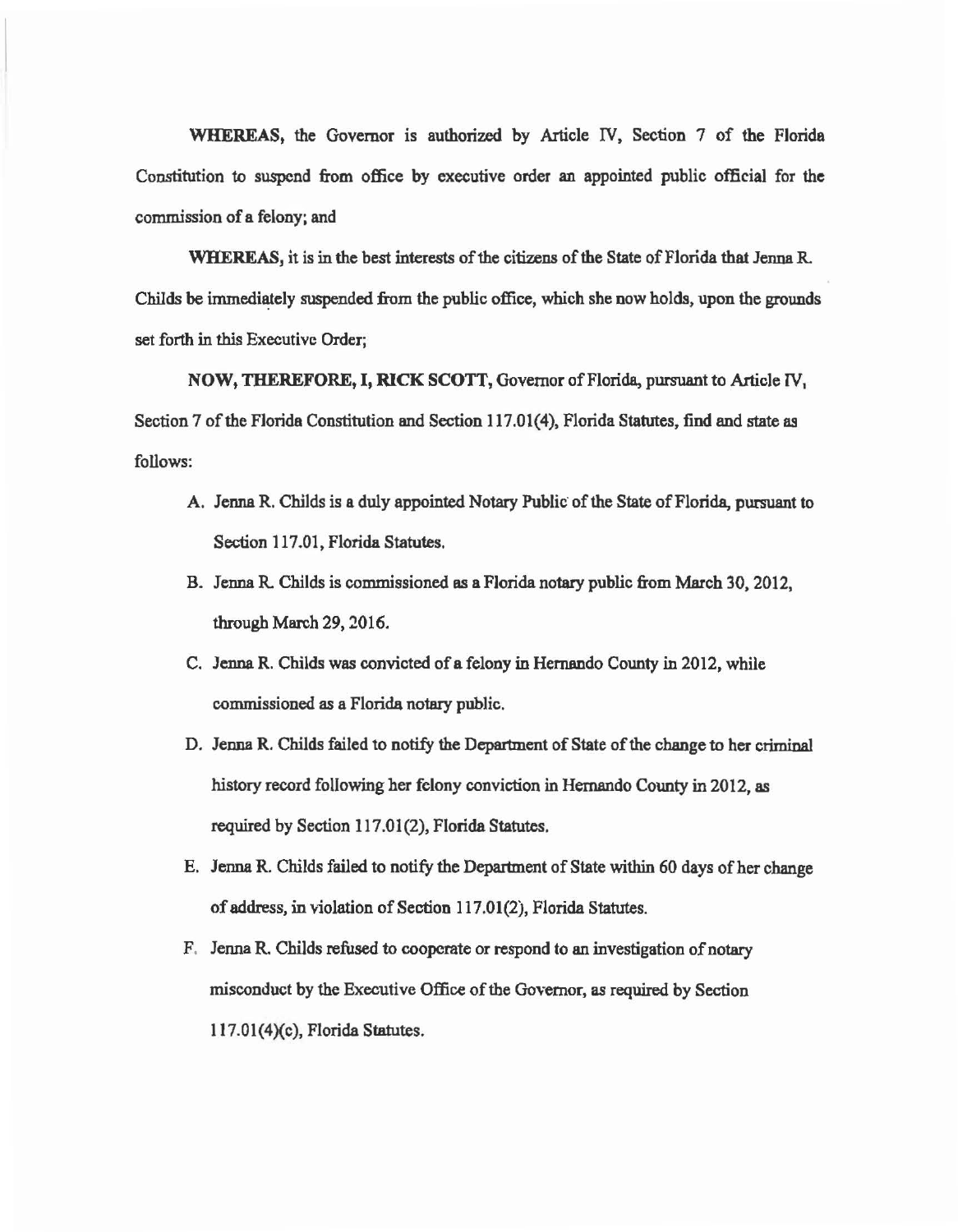**WHEREAS,** the Governor is authorized by Article IV, Section 7 of the Florida Constitution to suspend from office by executive order an appointed public official for the commission of a felony; and

**WHEREAS,** it is in the best interests of the citizens of the State of Florida that Jenna R. Childs be immediately suspended from the public office, which she now holds, upon the grounds set forth in this Executive Order;

**NOW, THEREFORE, I, RICK SCOTT,** Governor of Florida, pursuant to Article IV, Section 7 of the Florida Constitution and Section 117.01(4), Florida Statutes, find and state as follows:

A. Jenna R. Childs is a duly appointed Notary Public of the State of Florida, pursuant to Section 117.01, Florida Statutes.

B. Jenna R. Childs is commissioned as a Florida notary public from March 30, 2012, through March 29, 2016.

C. Jenna R. Childs was convicted of a felony in Hernando County in 2012, while commissioned as a Florida notary public.

D. Jenna R. Childs failed to notify the Department of State of the change to her criminal history record following her felony conviction in Hernando County in 2012, as required by Section 117.01(2), Florida Statutes.

E. Jenna R. Childs failed to notify the Department of State within 60 days of her change of address, in violation of Section 117.01(2), Florida Statutes.

F. Jenna R. Childs refused to cooperate or respond to an investigation of notary misconduct by the Executive Office of the Governor, as required by Section 117.01(4)(c), Florida Statutes.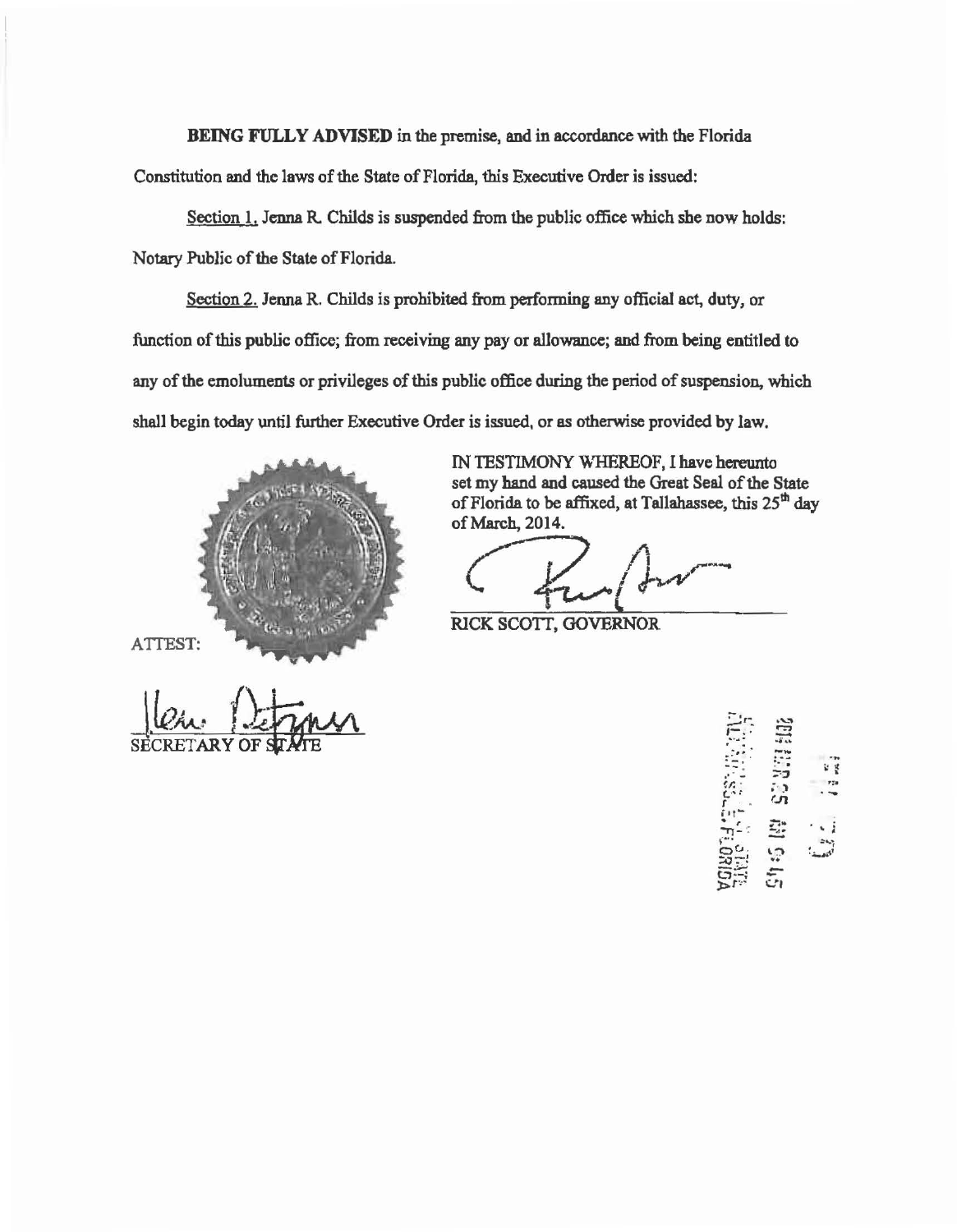**BEING FULLY ADVISED** in the premise, and in accordance with the Florida Constitution and the laws of the State of Florida, this Executive Order is issued:

Section 1. Jenna R. Childs is suspended from the public office which she now holds: Notary Public of the State of Florida.

Section 2. Jenna R. Childs is prohibited from performing any official act, duty, or function of this public office; from receiving any pay or allowance; and from being entitled to any of the emoluments or privileges of this public office during the period of suspension, which shall begin today until further Executive Order is issued, or as otherwise provided by law.

IN TESTIMONY WHEREOF, I have hereunto set my hand and caused the Great Seal of the State of Florida to be affixed, at Tallahassee, this 25th day of March, 2014.

RICK SCOTT, GOVERNOR

ATTEST:

SECRETARY OF STATE

2014 MAR 25 AM 9:45

DIVISION OF ELECTIONS
TALLAHASSEE, FLORIDA